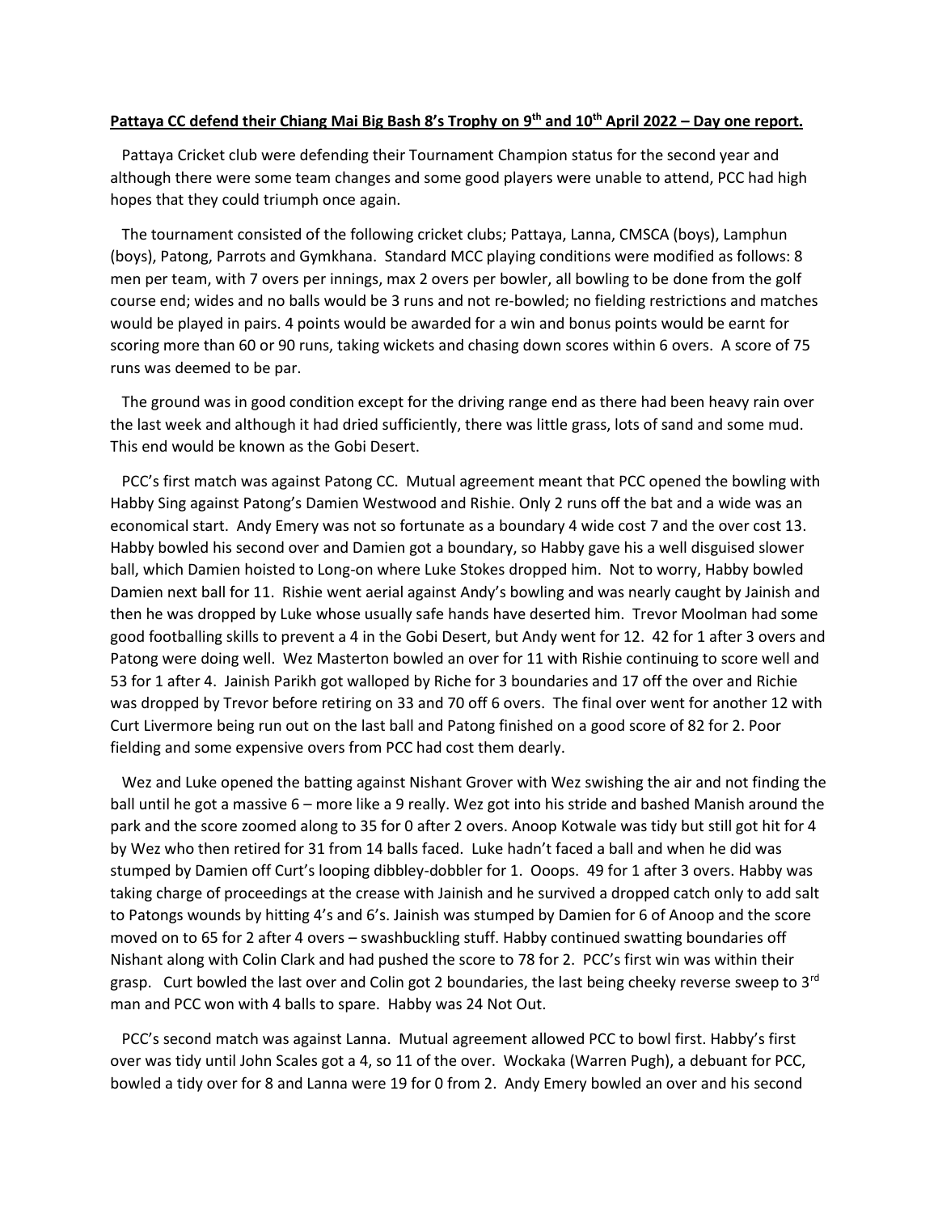**Pattaya CC defend their Chiang Mai Big Bash 8's Trophy on 9th and 10th April 2022 – Day one report.**

Pattaya Cricket club were defending their Tournament Champion status for the second year and although there were some team changes and some good players were unable to attend, PCC had high hopes that they could triumph once again.

The tournament consisted of the following cricket clubs; Pattaya, Lanna, CMSCA (boys), Lamphun (boys), Patong, Parrots and Gymkhana. Standard MCC playing conditions were modified as follows: 8 men per team, with 7 overs per innings, max 2 overs per bowler, all bowling to be done from the golf course end; wides and no balls would be 3 runs and not re-bowled; no fielding restrictions and matches would be played in pairs. 4 points would be awarded for a win and bonus points would be earnt for scoring more than 60 or 90 runs, taking wickets and chasing down scores within 6 overs. A score of 75 runs was deemed to be par.

The ground was in good condition except for the driving range end as there had been heavy rain over the last week and although it had dried sufficiently, there was little grass, lots of sand and some mud. This end would be known as the Gobi Desert.

PCC's first match was against Patong CC. Mutual agreement meant that PCC opened the bowling with Habby Sing against Patong's Damien Westwood and Rishie. Only 2 runs off the bat and a wide was an economical start. Andy Emery was not so fortunate as a boundary 4 wide cost 7 and the over cost 13. Habby bowled his second over and Damien got a boundary, so Habby gave his a well disguised slower ball, which Damien hoisted to Long-on where Luke Stokes dropped him. Not to worry, Habby bowled Damien next ball for 11. Rishie went aerial against Andy's bowling and was nearly caught by Jainish and then he was dropped by Luke whose usually safe hands have deserted him. Trevor Moolman had some good footballing skills to prevent a 4 in the Gobi Desert, but Andy went for 12. 42 for 1 after 3 overs and Patong were doing well. Wez Masterton bowled an over for 11 with Rishie continuing to score well and 53 for 1 after 4. Jainish Parikh got walloped by Riche for 3 boundaries and 17 off the over and Richie was dropped by Trevor before retiring on 33 and 70 off 6 overs. The final over went for another 12 with Curt Livermore being run out on the last ball and Patong finished on a good score of 82 for 2. Poor fielding and some expensive overs from PCC had cost them dearly.

Wez and Luke opened the batting against Nishant Grover with Wez swishing the air and not finding the ball until he got a massive 6 – more like a 9 really. Wez got into his stride and bashed Manish around the park and the score zoomed along to 35 for 0 after 2 overs. Anoop Kotwale was tidy but still got hit for 4 by Wez who then retired for 31 from 14 balls faced. Luke hadn't faced a ball and when he did was stumped by Damien off Curt's looping dibbley-dobbler for 1. Ooops. 49 for 1 after 3 overs. Habby was taking charge of proceedings at the crease with Jainish and he survived a dropped catch only to add salt to Patongs wounds by hitting 4's and 6's. Jainish was stumped by Damien for 6 of Anoop and the score moved on to 65 for 2 after 4 overs – swashbuckling stuff. Habby continued swatting boundaries off Nishant along with Colin Clark and had pushed the score to 78 for 2. PCC's first win was within their grasp. Curt bowled the last over and Colin got 2 boundaries, the last being cheeky reverse sweep to 3rd man and PCC won with 4 balls to spare. Habby was 24 Not Out.

PCC's second match was against Lanna. Mutual agreement allowed PCC to bowl first. Habby's first over was tidy until John Scales got a 4, so 11 of the over. Wockaka (Warren Pugh), a debuant for PCC, bowled a tidy over for 8 and Lanna were 19 for 0 from 2. Andy Emery bowled an over and his second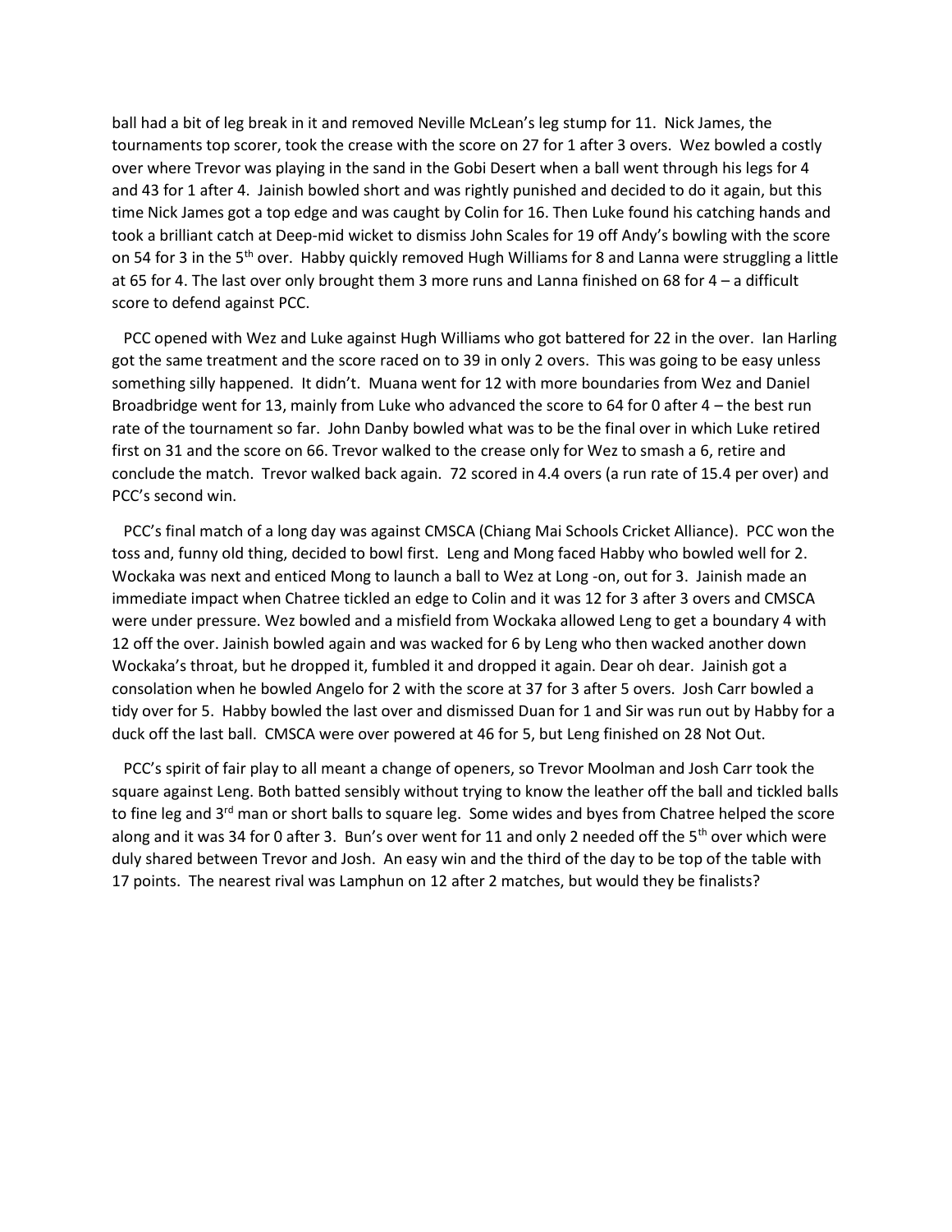ball had a bit of leg break in it and removed Neville McLean's leg stump for 11. Nick James, the tournaments top scorer, took the crease with the score on 27 for 1 after 3 overs. Wez bowled a costly over where Trevor was playing in the sand in the Gobi Desert when a ball went through his legs for 4 and 43 for 1 after 4. Jainish bowled short and was rightly punished and decided to do it again, but this time Nick James got a top edge and was caught by Colin for 16. Then Luke found his catching hands and took a brilliant catch at Deep-mid wicket to dismiss John Scales for 19 off Andy's bowling with the score on 54 for 3 in the 5th over. Habby quickly removed Hugh Williams for 8 and Lanna were struggling a little at 65 for 4. The last over only brought them 3 more runs and Lanna finished on 68 for 4 – a difficult score to defend against PCC.

PCC opened with Wez and Luke against Hugh Williams who got battered for 22 in the over. Ian Harling got the same treatment and the score raced on to 39 in only 2 overs. This was going to be easy unless something silly happened. It didn't. Muana went for 12 with more boundaries from Wez and Daniel Broadbridge went for 13, mainly from Luke who advanced the score to 64 for 0 after 4 – the best run rate of the tournament so far. John Danby bowled what was to be the final over in which Luke retired first on 31 and the score on 66. Trevor walked to the crease only for Wez to smash a 6, retire and conclude the match. Trevor walked back again. 72 scored in 4.4 overs (a run rate of 15.4 per over) and PCC's second win.

PCC's final match of a long day was against CMSCA (Chiang Mai Schools Cricket Alliance). PCC won the toss and, funny old thing, decided to bowl first. Leng and Mong faced Habby who bowled well for 2. Wockaka was next and enticed Mong to launch a ball to Wez at Long -on, out for 3. Jainish made an immediate impact when Chatree tickled an edge to Colin and it was 12 for 3 after 3 overs and CMSCA were under pressure. Wez bowled and a misfield from Wockaka allowed Leng to get a boundary 4 with 12 off the over. Jainish bowled again and was wacked for 6 by Leng who then wacked another down Wockaka's throat, but he dropped it, fumbled it and dropped it again. Dear oh dear. Jainish got a consolation when he bowled Angelo for 2 with the score at 37 for 3 after 5 overs. Josh Carr bowled a tidy over for 5. Habby bowled the last over and dismissed Duan for 1 and Sir was run out by Habby for a duck off the last ball. CMSCA were over powered at 46 for 5, but Leng finished on 28 Not Out.

PCC's spirit of fair play to all meant a change of openers, so Trevor Moolman and Josh Carr took the square against Leng. Both batted sensibly without trying to know the leather off the ball and tickled balls to fine leg and 3rd man or short balls to square leg. Some wides and byes from Chatree helped the score along and it was 34 for 0 after 3. Bun's over went for 11 and only 2 needed off the 5th over which were duly shared between Trevor and Josh. An easy win and the third of the day to be top of the table with 17 points. The nearest rival was Lamphun on 12 after 2 matches, but would they be finalists?